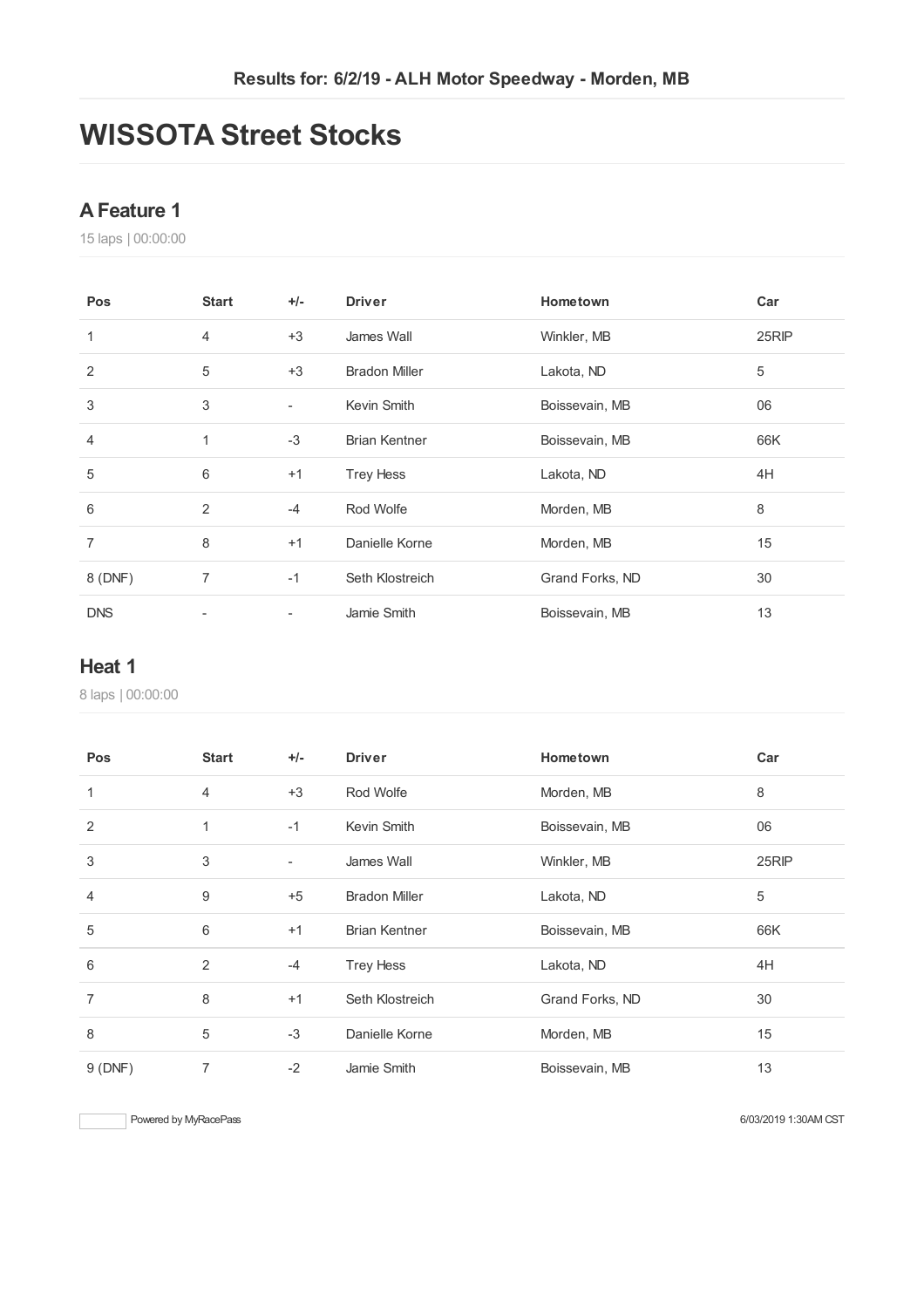Results for: 6/2/19 - ALH Motor Speedway - Morden, MB

# WISSOTA Street Stocks

## A Feature 1

15 laps | 00:00:00

| Pos | Start | +/- | Driver | Hometown | Car |
|---|---|---|---|---|---|
| 1 | 4 | +3 | James Wall | Winkler, MB | 25RIP |
| 2 | 5 | +3 | Bradon Miller | Lakota, ND | 5 |
| 3 | 3 | - | Kevin Smith | Boissevain, MB | 06 |
| 4 | 1 | -3 | Brian Kentner | Boissevain, MB | 66K |
| 5 | 6 | +1 | Trey Hess | Lakota, ND | 4H |
| 6 | 2 | -4 | Rod Wolfe | Morden, MB | 8 |
| 7 | 8 | +1 | Danielle Korne | Morden, MB | 15 |
| 8 (DNF) | 7 | -1 | Seth Klostreich | Grand Forks, ND | 30 |
| DNS | - | - | Jamie Smith | Boissevain, MB | 13 |

## Heat 1

8 laps | 00:00:00

| Pos | Start | +/- | Driver | Hometown | Car |
|---|---|---|---|---|---|
| 1 | 4 | +3 | Rod Wolfe | Morden, MB | 8 |
| 2 | 1 | -1 | Kevin Smith | Boissevain, MB | 06 |
| 3 | 3 | - | James Wall | Winkler, MB | 25RIP |
| 4 | 9 | +5 | Bradon Miller | Lakota, ND | 5 |
| 5 | 6 | +1 | Brian Kentner | Boissevain, MB | 66K |
| 6 | 2 | -4 | Trey Hess | Lakota, ND | 4H |
| 7 | 8 | +1 | Seth Klostreich | Grand Forks, ND | 30 |
| 8 | 5 | -3 | Danielle Korne | Morden, MB | 15 |
| 9 (DNF) | 7 | -2 | Jamie Smith | Boissevain, MB | 13 |

Powered by MyRacePass

6/03/2019 1:30AM CST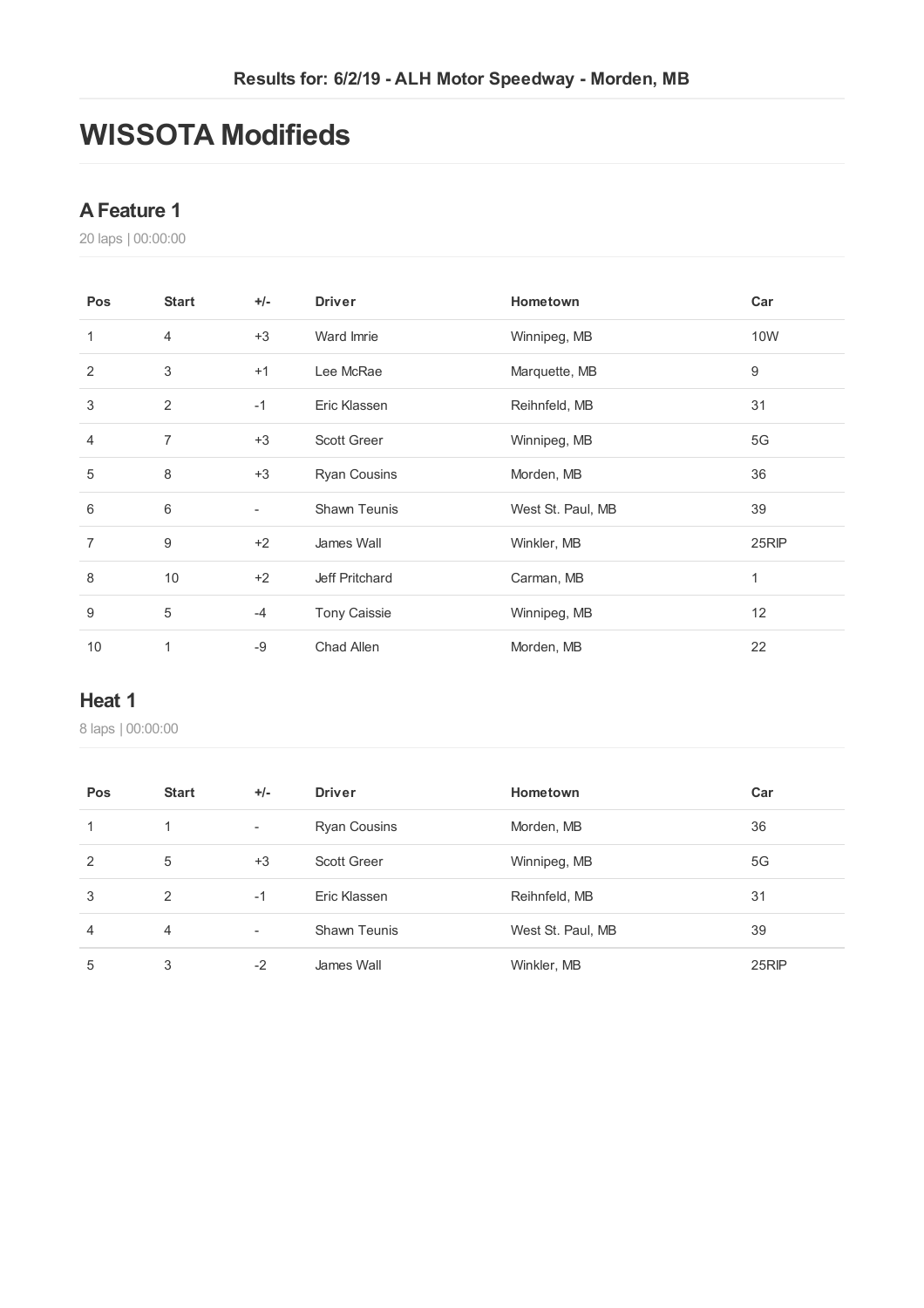Results for: 6/2/19 - ALH Motor Speedway - Morden, MB

# WISSOTA Modifieds

## A Feature 1

20 laps | 00:00:00

| Pos | Start | +/- | Driver | Hometown | Car |
|---|---|---|---|---|---|
| 1 | 4 | +3 | Ward Imrie | Winnipeg, MB | 10W |
| 2 | 3 | +1 | Lee McRae | Marquette, MB | 9 |
| 3 | 2 | -1 | Eric Klassen | Reihnfeld, MB | 31 |
| 4 | 7 | +3 | Scott Greer | Winnipeg, MB | 5G |
| 5 | 8 | +3 | Ryan Cousins | Morden, MB | 36 |
| 6 | 6 | - | Shawn Teunis | West St. Paul, MB | 39 |
| 7 | 9 | +2 | James Wall | Winkler, MB | 25RIP |
| 8 | 10 | +2 | Jeff Pritchard | Carman, MB | 1 |
| 9 | 5 | -4 | Tony Caissie | Winnipeg, MB | 12 |
| 10 | 1 | -9 | Chad Allen | Morden, MB | 22 |

## Heat 1

8 laps | 00:00:00

| Pos | Start | +/- | Driver | Hometown | Car |
|---|---|---|---|---|---|
| 1 | 1 | - | Ryan Cousins | Morden, MB | 36 |
| 2 | 5 | +3 | Scott Greer | Winnipeg, MB | 5G |
| 3 | 2 | -1 | Eric Klassen | Reihnfeld, MB | 31 |
| 4 | 4 | - | Shawn Teunis | West St. Paul, MB | 39 |
| 5 | 3 | -2 | James Wall | Winkler, MB | 25RIP |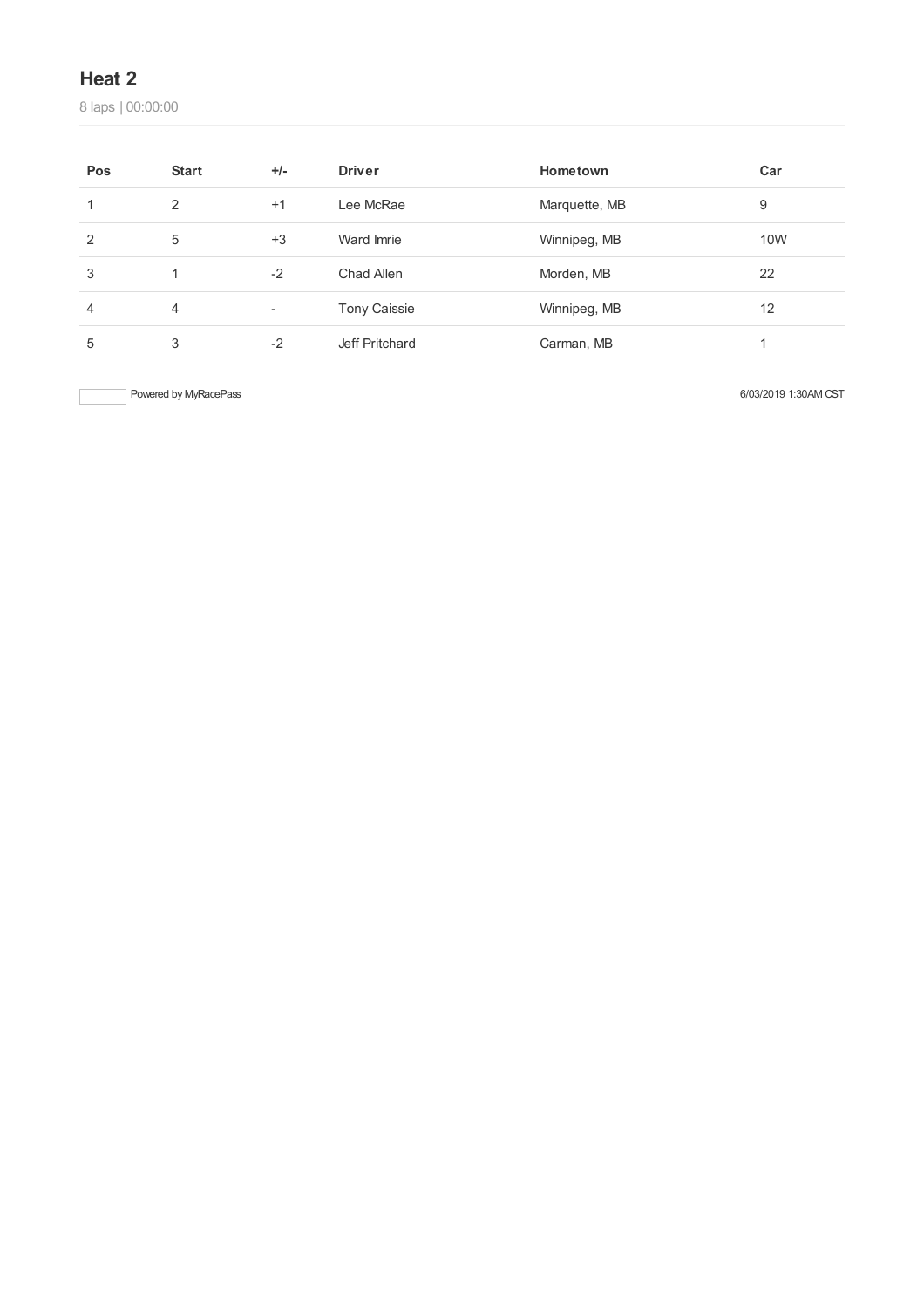## Heat 2

8 laps | 00:00:00

| Pos | Start | +/- | Driver | Hometown | Car |
|---|---|---|---|---|---|
| 1 | 2 | +1 | Lee McRae | Marquette, MB | 9 |
| 2 | 5 | +3 | Ward Imrie | Winnipeg, MB | 10W |
| 3 | 1 | -2 | Chad Allen | Morden, MB | 22 |
| 4 | 4 | - | Tony Caissie | Winnipeg, MB | 12 |
| 5 | 3 | -2 | Jeff Pritchard | Carman, MB | 1 |

Powered by MyRacePass

6/03/2019 1:30AM CST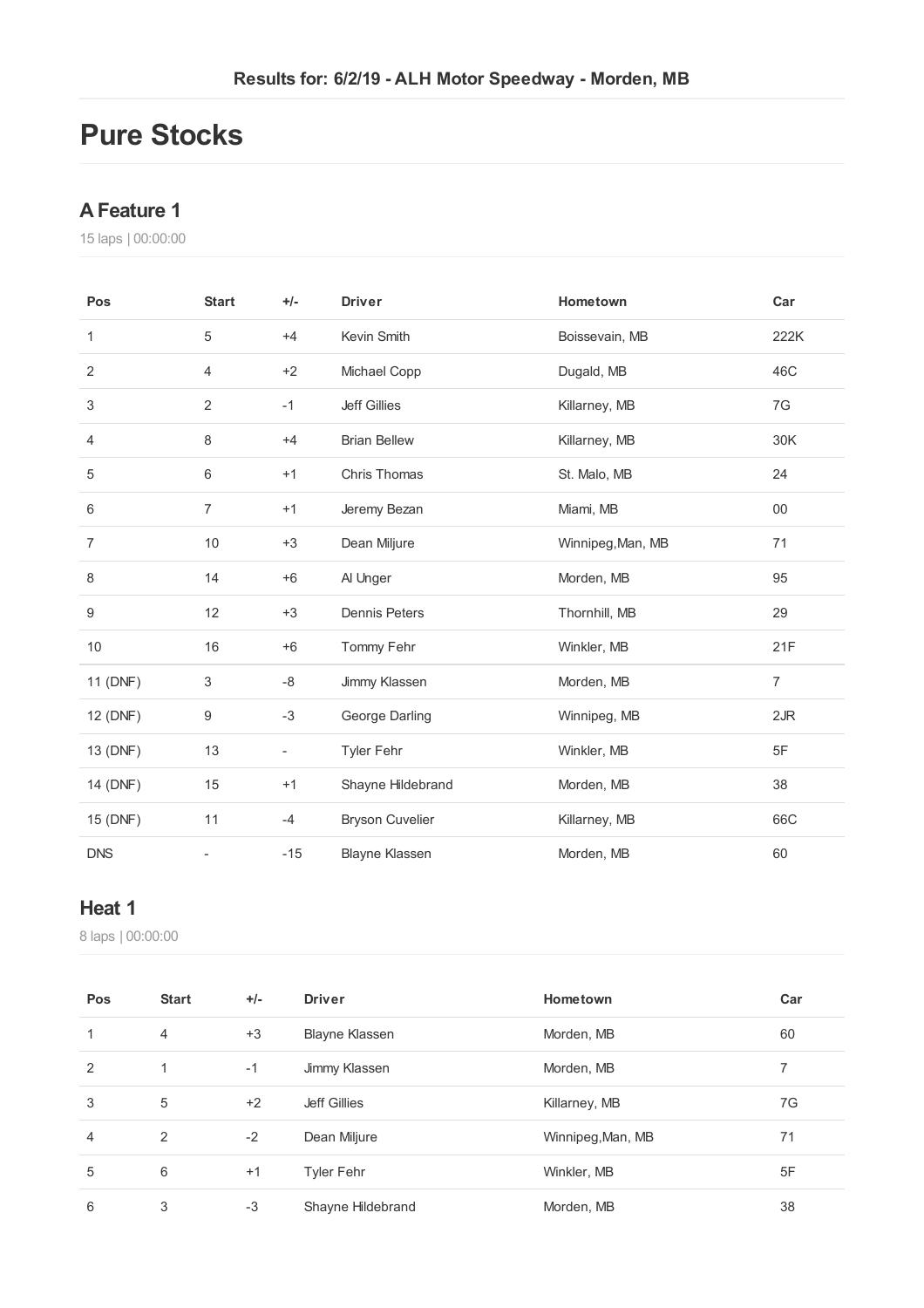Results for: 6/2/19 - ALH Motor Speedway - Morden, MB

# Pure Stocks

## A Feature 1

15 laps | 00:00:00

| Pos | Start | +/- | Driver | Hometown | Car |
| --- | --- | --- | --- | --- | --- |
| 1 | 5 | +4 | Kevin Smith | Boissevain, MB | 222K |
| 2 | 4 | +2 | Michael Copp | Dugald, MB | 46C |
| 3 | 2 | -1 | Jeff Gillies | Killarney, MB | 7G |
| 4 | 8 | +4 | Brian Bellew | Killarney, MB | 30K |
| 5 | 6 | +1 | Chris Thomas | St. Malo, MB | 24 |
| 6 | 7 | +1 | Jeremy Bezan | Miami, MB | 00 |
| 7 | 10 | +3 | Dean Miljure | Winnipeg,Man, MB | 71 |
| 8 | 14 | +6 | Al Unger | Morden, MB | 95 |
| 9 | 12 | +3 | Dennis Peters | Thornhill, MB | 29 |
| 10 | 16 | +6 | Tommy Fehr | Winkler, MB | 21F |
| 11 (DNF) | 3 | -8 | Jimmy Klassen | Morden, MB | 7 |
| 12 (DNF) | 9 | -3 | George Darling | Winnipeg, MB | 2JR |
| 13 (DNF) | 13 | - | Tyler Fehr | Winkler, MB | 5F |
| 14 (DNF) | 15 | +1 | Shayne Hildebrand | Morden, MB | 38 |
| 15 (DNF) | 11 | -4 | Bryson Cuvelier | Killarney, MB | 66C |
| DNS | - | -15 | Blayne Klassen | Morden, MB | 60 |

## Heat 1

8 laps | 00:00:00

| Pos | Start | +/- | Driver | Hometown | Car |
| --- | --- | --- | --- | --- | --- |
| 1 | 4 | +3 | Blayne Klassen | Morden, MB | 60 |
| 2 | 1 | -1 | Jimmy Klassen | Morden, MB | 7 |
| 3 | 5 | +2 | Jeff Gillies | Killarney, MB | 7G |
| 4 | 2 | -2 | Dean Miljure | Winnipeg,Man, MB | 71 |
| 5 | 6 | +1 | Tyler Fehr | Winkler, MB | 5F |
| 6 | 3 | -3 | Shayne Hildebrand | Morden, MB | 38 |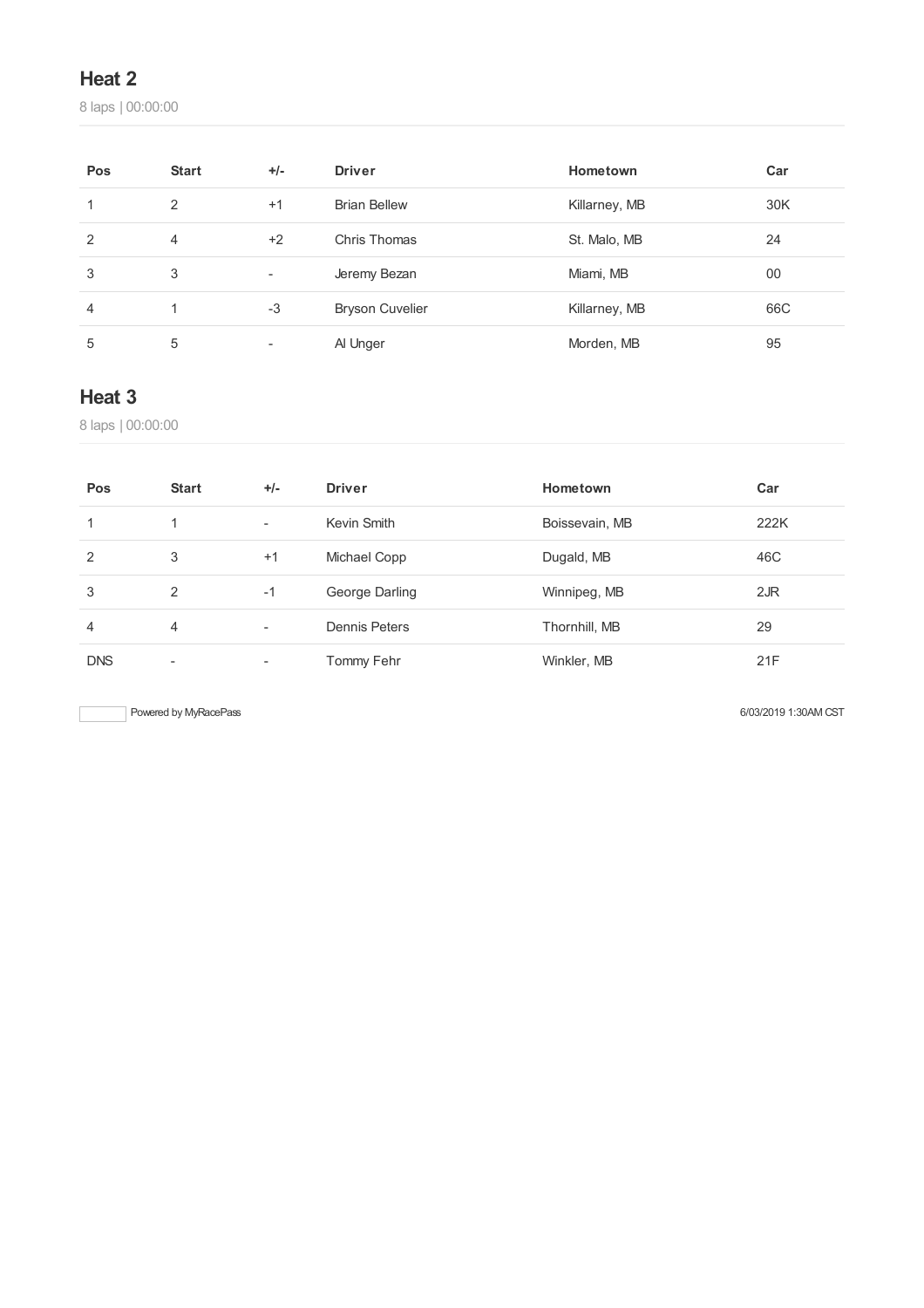## Heat 2

8 laps | 00:00:00

| Pos | Start | +/- | Driver | Hometown | Car |
|---|---|---|---|---|---|
| 1 | 2 | +1 | Brian Bellew | Killarney, MB | 30K |
| 2 | 4 | +2 | Chris Thomas | St. Malo, MB | 24 |
| 3 | 3 | - | Jeremy Bezan | Miami, MB | 00 |
| 4 | 1 | -3 | Bryson Cuvelier | Killarney, MB | 66C |
| 5 | 5 | - | Al Unger | Morden, MB | 95 |

## Heat 3

8 laps | 00:00:00

| Pos | Start | +/- | Driver | Hometown | Car |
|---|---|---|---|---|---|
| 1 | 1 | - | Kevin Smith | Boissevain, MB | 222K |
| 2 | 3 | +1 | Michael Copp | Dugald, MB | 46C |
| 3 | 2 | -1 | George Darling | Winnipeg, MB | 2JR |
| 4 | 4 | - | Dennis Peters | Thornhill, MB | 29 |
| DNS | - | - | Tommy Fehr | Winkler, MB | 21F |

Powered by MyRacePass

6/03/2019 1:30AM CST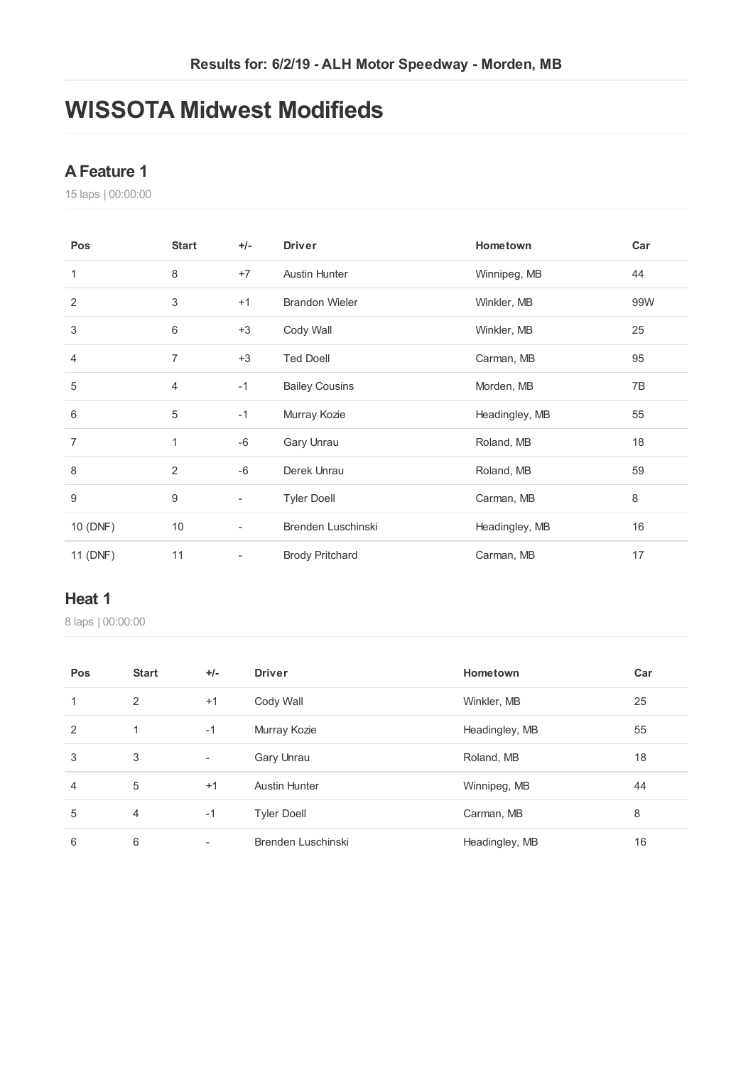Results for: 6/2/19 - ALH Motor Speedway - Morden, MB

# WISSOTA Midwest Modifieds

## A Feature 1

15 laps | 00:00:00

| Pos | Start | +/- | Driver | Hometown | Car |
|---|---|---|---|---|---|
| 1 | 8 | +7 | Austin Hunter | Winnipeg, MB | 44 |
| 2 | 3 | +1 | Brandon Wieler | Winkler, MB | 99W |
| 3 | 6 | +3 | Cody Wall | Winkler, MB | 25 |
| 4 | 7 | +3 | Ted Doell | Carman, MB | 95 |
| 5 | 4 | -1 | Bailey Cousins | Morden, MB | 7B |
| 6 | 5 | -1 | Murray Kozie | Headingley, MB | 55 |
| 7 | 1 | -6 | Gary Unrau | Roland, MB | 18 |
| 8 | 2 | -6 | Derek Unrau | Roland, MB | 59 |
| 9 | 9 | - | Tyler Doell | Carman, MB | 8 |
| 10 (DNF) | 10 | - | Brenden Luschinski | Headingley, MB | 16 |
| 11 (DNF) | 11 | - | Brody Pritchard | Carman, MB | 17 |

## Heat 1

8 laps | 00:00:00

| Pos | Start | +/- | Driver | Hometown | Car |
|---|---|---|---|---|---|
| 1 | 2 | +1 | Cody Wall | Winkler, MB | 25 |
| 2 | 1 | -1 | Murray Kozie | Headingley, MB | 55 |
| 3 | 3 | - | Gary Unrau | Roland, MB | 18 |
| 4 | 5 | +1 | Austin Hunter | Winnipeg, MB | 44 |
| 5 | 4 | -1 | Tyler Doell | Carman, MB | 8 |
| 6 | 6 | - | Brenden Luschinski | Headingley, MB | 16 |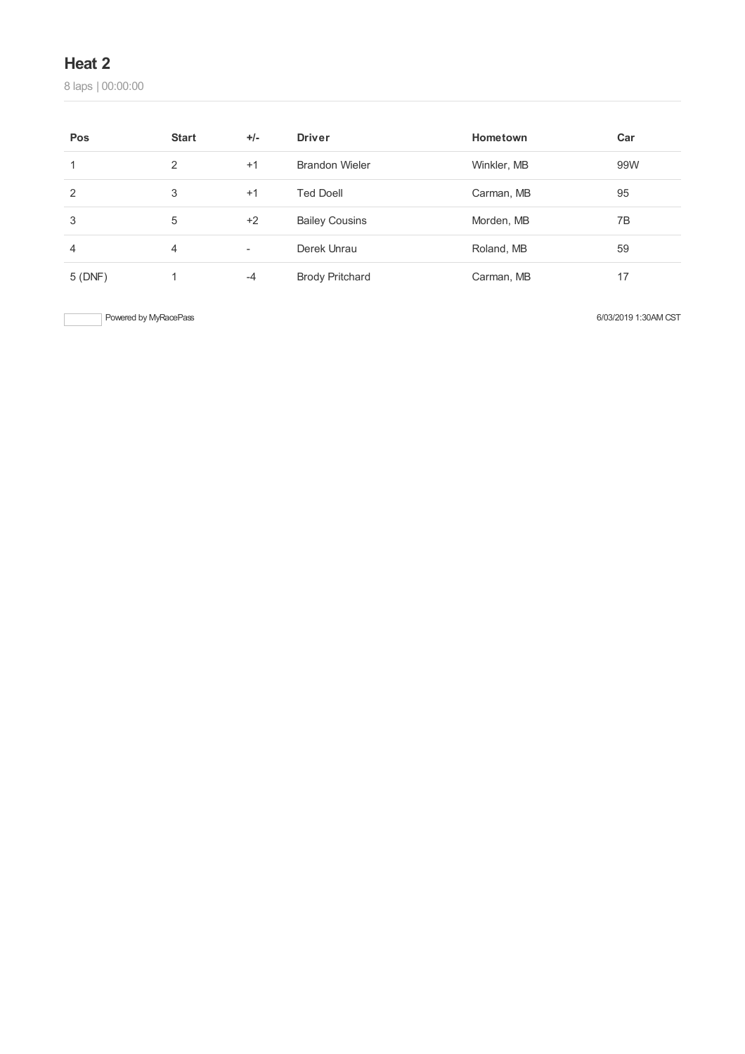## Heat 2

8 laps | 00:00:00

| Pos | Start | +/- | Driver | Hometown | Car |
|---|---|---|---|---|---|
| 1 | 2 | +1 | Brandon Wieler | Winkler, MB | 99W |
| 2 | 3 | +1 | Ted Doell | Carman, MB | 95 |
| 3 | 5 | +2 | Bailey Cousins | Morden, MB | 7B |
| 4 | 4 | - | Derek Unrau | Roland, MB | 59 |
| 5 (DNF) | 1 | -4 | Brody Pritchard | Carman, MB | 17 |

Powered by MyRacePass

6/03/2019 1:30AM CST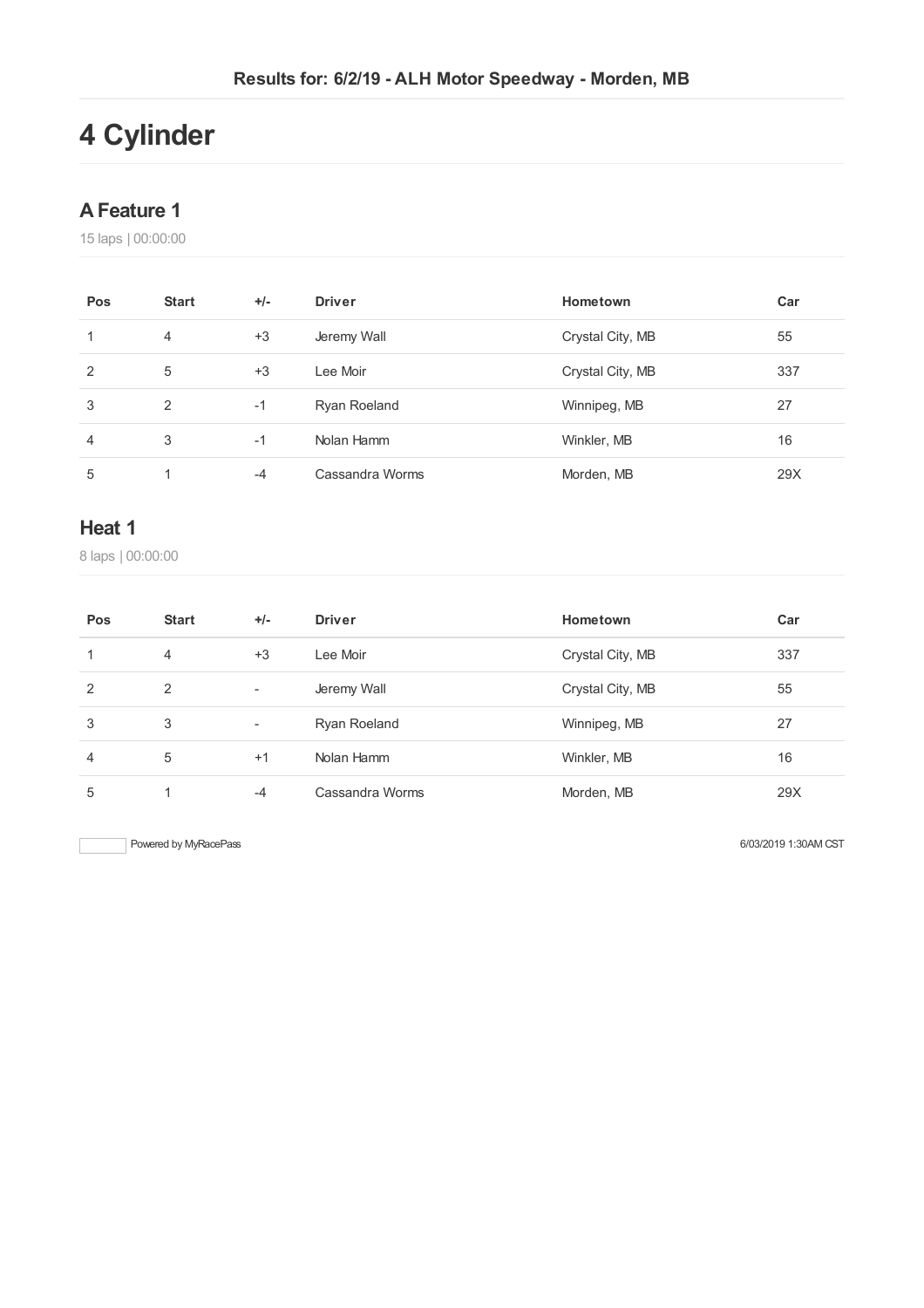Results for: 6/2/19 - ALH Motor Speedway - Morden, MB

# 4 Cylinder

## A Feature 1

15 laps | 00:00:00

| Pos | Start | +/- | Driver | Hometown | Car |
|---|---|---|---|---|---|
| 1 | 4 | +3 | Jeremy Wall | Crystal City, MB | 55 |
| 2 | 5 | +3 | Lee Moir | Crystal City, MB | 337 |
| 3 | 2 | -1 | Ryan Roeland | Winnipeg, MB | 27 |
| 4 | 3 | -1 | Nolan Hamm | Winkler, MB | 16 |
| 5 | 1 | -4 | Cassandra Worms | Morden, MB | 29X |

## Heat 1

8 laps | 00:00:00

| Pos | Start | +/- | Driver | Hometown | Car |
|---|---|---|---|---|---|
| 1 | 4 | +3 | Lee Moir | Crystal City, MB | 337 |
| 2 | 2 | - | Jeremy Wall | Crystal City, MB | 55 |
| 3 | 3 | - | Ryan Roeland | Winnipeg, MB | 27 |
| 4 | 5 | +1 | Nolan Hamm | Winkler, MB | 16 |
| 5 | 1 | -4 | Cassandra Worms | Morden, MB | 29X |

Powered by MyRacePass

6/03/2019 1:30AM CST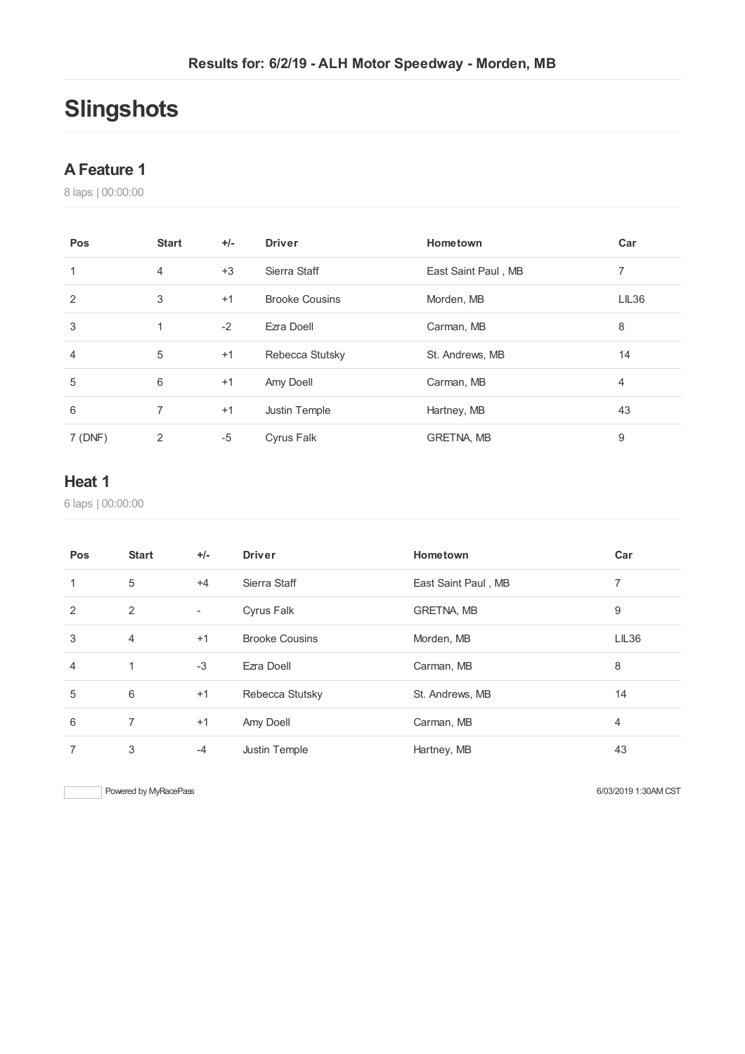Results for: 6/2/19 - ALH Motor Speedway - Morden, MB

# Slingshots

## A Feature 1

8 laps | 00:00:00

| Pos | Start | +/- | Driver | Hometown | Car |
| --- | --- | --- | --- | --- | --- |
| 1 | 4 | +3 | Sierra Staff | East Saint Paul , MB | 7 |
| 2 | 3 | +1 | Brooke Cousins | Morden, MB | LIL36 |
| 3 | 1 | -2 | Ezra Doell | Carman, MB | 8 |
| 4 | 5 | +1 | Rebecca Stutsky | St. Andrews, MB | 14 |
| 5 | 6 | +1 | Amy Doell | Carman, MB | 4 |
| 6 | 7 | +1 | Justin Temple | Hartney, MB | 43 |
| 7 (DNF) | 2 | -5 | Cyrus Falk | GRETNA, MB | 9 |

## Heat 1

6 laps | 00:00:00

| Pos | Start | +/- | Driver | Hometown | Car |
| --- | --- | --- | --- | --- | --- |
| 1 | 5 | +4 | Sierra Staff | East Saint Paul , MB | 7 |
| 2 | 2 | - | Cyrus Falk | GRETNA, MB | 9 |
| 3 | 4 | +1 | Brooke Cousins | Morden, MB | LIL36 |
| 4 | 1 | -3 | Ezra Doell | Carman, MB | 8 |
| 5 | 6 | +1 | Rebecca Stutsky | St. Andrews, MB | 14 |
| 6 | 7 | +1 | Amy Doell | Carman, MB | 4 |
| 7 | 3 | -4 | Justin Temple | Hartney, MB | 43 |

Powered by MyRacePass

6/03/2019 1:30AM CST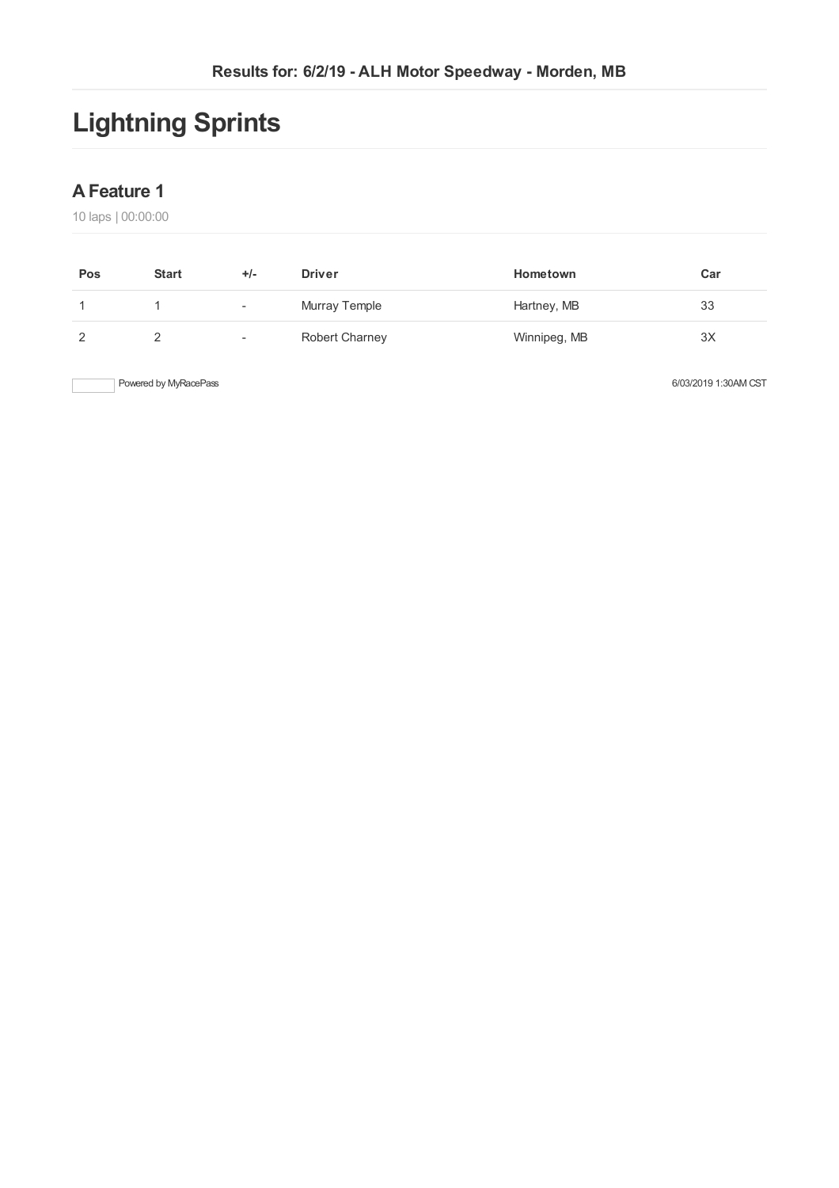Results for: 6/2/19 - ALH Motor Speedway - Morden, MB

# Lightning Sprints

## A Feature 1

10 laps | 00:00:00

| Pos | Start | +/- | Driver | Hometown | Car |
|---|---|---|---|---|---|
| 1 | 1 | - | Murray Temple | Hartney, MB | 33 |
| 2 | 2 | - | Robert Charney | Winnipeg, MB | 3X |

Powered by MyRacePass

6/03/2019 1:30AM CST